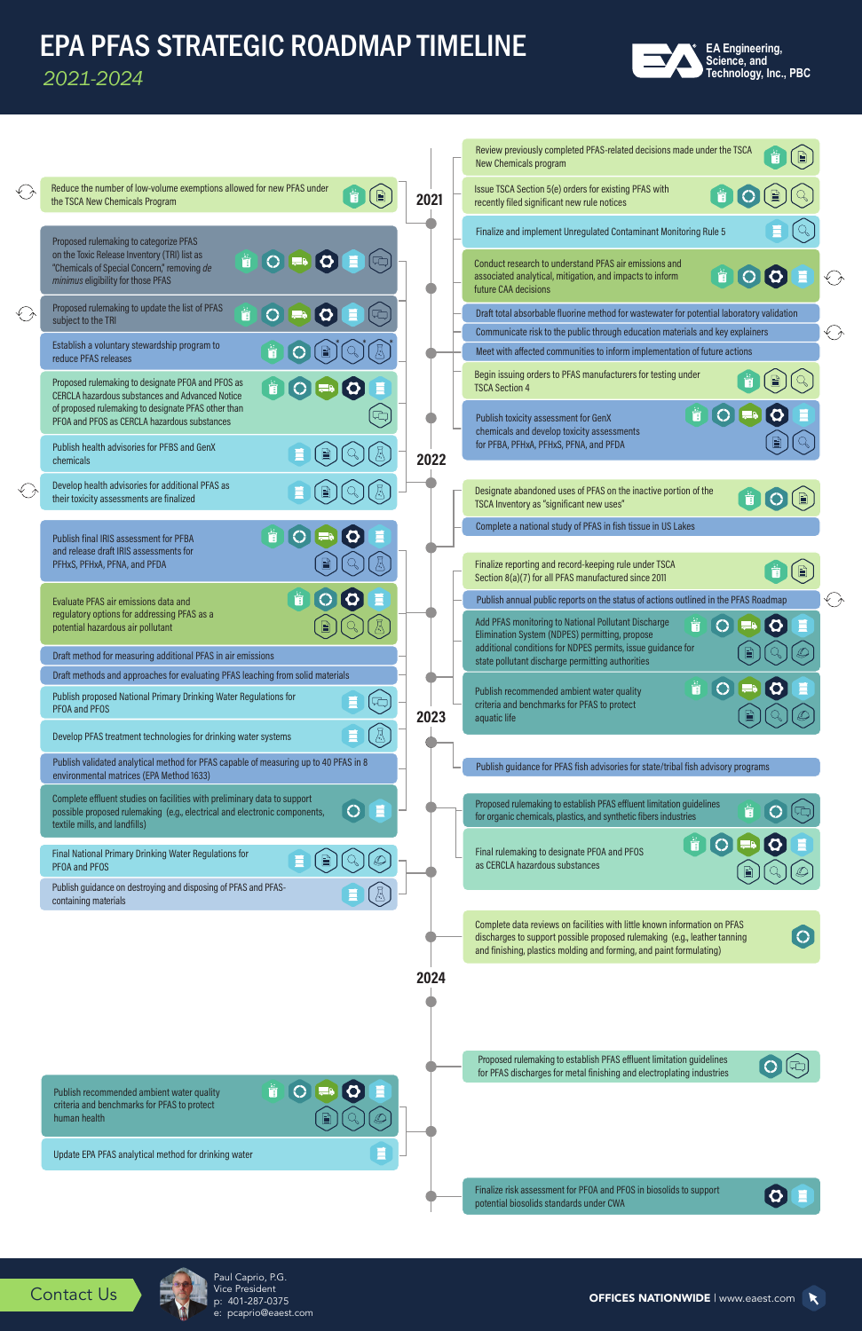# EPA PFAS STRATEGIC ROADMAP TIMELINE

*2021-2024*

EA Engineering, Science, and Technology, Inc., PBC

## 2021

- Review previously completed PFAS-related decisions made under the TSCA New Chemicals program
- Reduce the number of low-volume exemptions allowed for new PFAS under the TSCA New Chemicals Program
- Issue TSCA Section 5(e) orders for existing PFAS with recently filed significant new rule notices
- Finalize and implement Unregulated Contaminant Monitoring Rule 5
- Proposed rulemaking to categorize PFAS on the Toxic Release Inventory (TRI) list as "Chemicals of Special Concern," removing *de minimus* eligibility for those PFAS
- Conduct research to understand PFAS air emissions and associated analytical, mitigation, and impacts to inform future CAA decisions
- Proposed rulemaking to update the list of PFAS subject to the TRI
- Draft total absorbable fluorine method for wastewater for potential laboratory validation
- Communicate risk to the public through education materials and key explainers
- Establish a voluntary stewardship program to reduce PFAS releases
- Meet with affected communities to inform implementation of future actions
- Proposed rulemaking to designate PFOA and PFOS as CERCLA hazardous substances and Advanced Notice of proposed rulemaking to designate PFAS other than PFOA and PFOS as CERCLA hazardous substances
- Begin issuing orders to PFAS manufacturers for testing under TSCA Section 4
- Publish toxicity assessment for GenX chemicals and develop toxicity assessments for PFBA, PFHxA, PFHxS, PFNA, and PFDA
- Publish health advisories for PFBS and GenX chemicals

## 2022

- Develop health advisories for additional PFAS as their toxicity assessments are finalized
- Designate abandoned uses of PFAS on the inactive portion of the TSCA Inventory as "significant new uses"
- Complete a national study of PFAS in fish tissue in US Lakes
- Publish final IRIS assessment for PFBA and release draft IRIS assessments for PFHxS, PFHxA, PFNA, and PFDA
- Finalize reporting and record-keeping rule under TSCA Section 8(a)(7) for all PFAS manufactured since 2011
- Evaluate PFAS air emissions data and regulatory options for addressing PFAS as a potential hazardous air pollutant
- Publish annual public reports on the status of actions outlined in the PFAS Roadmap
- Add PFAS monitoring to National Pollutant Discharge Elimination System (NDPES) permitting, propose additional conditions for NDPES permits, issue guidance for state pollutant discharge permitting authorities
- Draft method for measuring additional PFAS in air emissions
- Draft methods and approaches for evaluating PFAS leaching from solid materials
- Publish proposed National Primary Drinking Water Regulations for PFOA and PFOS
- Publish recommended ambient water quality criteria and benchmarks for PFAS to protect aquatic life
- Develop PFAS treatment technologies for drinking water systems

## 2023

- Publish validated analytical method for PFAS capable of measuring up to 40 PFAS in 8 environmental matrices (EPA Method 1633)
- Publish guidance for PFAS fish advisories for state/tribal fish advisory programs
- Complete effluent studies on facilities with preliminary data to support possible proposed rulemaking (e.g., electrical and electronic components, textile mills, and landfills)
- Proposed rulemaking to establish PFAS effluent limitation guidelines for organic chemicals, plastics, and synthetic fibers industries
- Final rulemaking to designate PFOA and PFOS as CERCLA hazardous substances
- Final National Primary Drinking Water Regulations for PFOA and PFOS
- Publish guidance on destroying and disposing of PFAS and PFAS-containing materials
- Complete data reviews on facilities with little known information on PFAS discharges to support possible proposed rulemaking (e.g., leather tanning and finishing, plastics molding and forming, and paint formulating)

## 2024

- Proposed rulemaking to establish PFAS effluent limitation guidelines for PFAS discharges for metal finishing and electroplating industries
- Publish recommended ambient water quality criteria and benchmarks for PFAS to protect human health
- Update EPA PFAS analytical method for drinking water
- Finalize risk assessment for PFOA and PFOS in biosolids to support potential biosolids standards under CWA

---

**Contact Us**

Paul Caprio, P.G.
Vice President
p: 401-287-0375
e: pcaprio@eaest.com

**OFFICES NATIONWIDE** | www.eaest.com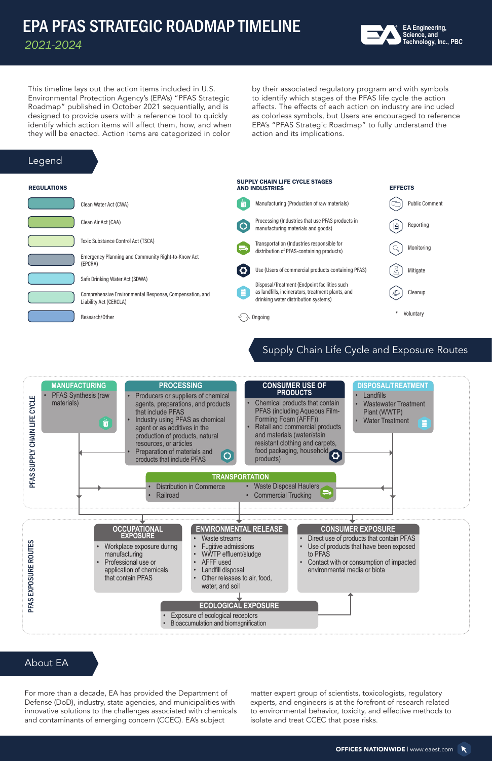# EPA PFAS STRATEGIC ROADMAP TIMELINE

*2021-2024*

EA Engineering, Science, and Technology, Inc., PBC

This timeline lays out the action items included in U.S. Environmental Protection Agency's (EPA's) "PFAS Strategic Roadmap" published in October 2021 sequentially, and is designed to provide users with a reference tool to quickly identify which action items will affect them, how, and when they will be enacted. Action items are categorized in color by their associated regulatory program and with symbols to identify which stages of the PFAS life cycle the action affects. The effects of each action on industry are included as colorless symbols, but Users are encouraged to reference EPA's "PFAS Strategic Roadmap" to fully understand the action and its implications.

## Legend

**REGULATIONS**

- Clean Water Act (CWA)
- Clean Air Act (CAA)
- Toxic Substance Control Act (TSCA)
- Emergency Planning and Community Right-to-Know Act (EPCRA)
- Safe Drinking Water Act (SDWA)
- Comprehensive Environmental Response, Compensation, and Liability Act (CERCLA)
- Research/Other

**SUPPLY CHAIN LIFE CYCLE STAGES AND INDUSTRIES**

- Manufacturing (Production of raw materials)
- Processing (Industries that use PFAS products in manufacturing materials and goods)
- Transportation (Industries responsible for distribution of PFAS-containing products)
- Use (Users of commercial products containing PFAS)
- Disposal/Treatment (Endpoint facilities such as landfills, incinerators, treatment plants, and drinking water distribution systems)
- Ongoing

**EFFECTS**

- Public Comment
- Reporting
- Monitoring
- Mitigate
- Cleanup
- * Voluntary

## Supply Chain Life Cycle and Exposure Routes

**PFAS SUPPLY CHAIN LIFE CYCLE**

**MANUFACTURING**
- PFAS Synthesis (raw materials)

**PROCESSING**
- Producers or suppliers of chemical agents, preparations, and products that include PFAS
- Industry using PFAS as chemical agent or as additives in the production of products, natural resources, or articles
- Preparation of materials and products that include PFAS

**CONSUMER USE OF PRODUCTS**
- Chemical products that contain PFAS (including Aqueous Film-Forming Foam (AFFF))
- Retail and commercial products and materials (water/stain resistant clothing and carpets, food packaging, household products)

**DISPOSAL/TREATMENT**
- Landfills
- Wastewater Treatment Plant (WWTP)
- Water Treatment

**TRANSPORTATION**
- Distribution in Commerce
- Railroad
- Waste Disposal Haulers
- Commercial Trucking

**PFAS EXPOSURE ROUTES**

**OCCUPATIONAL EXPOSURE**
- Workplace exposure during manufacturing
- Professional use or application of chemicals that contain PFAS

**ENVIRONMENTAL RELEASE**
- Waste streams
- Fugitive admissions
- WWTP effluent/sludge
- AFFF used
- Landfill disposal
- Other releases to air, food, water, and soil

**CONSUMER EXPOSURE**
- Direct use of products that contain PFAS
- Use of products that have been exposed to PFAS
- Contact with or consumption of impacted environmental media or biota

**ECOLOGICAL EXPOSURE**
- Exposure of ecological receptors
- Bioaccumulation and biomagnification

## About EA

For more than a decade, EA has provided the Department of Defense (DoD), industry, state agencies, and municipalities with innovative solutions to the challenges associated with chemicals and contaminants of emerging concern (CCEC). EA's subject matter expert group of scientists, toxicologists, regulatory experts, and engineers is at the forefront of research related to environmental behavior, toxicity, and effective methods to isolate and treat CCEC that pose risks.

**OFFICES NATIONWIDE** | www.eaest.com